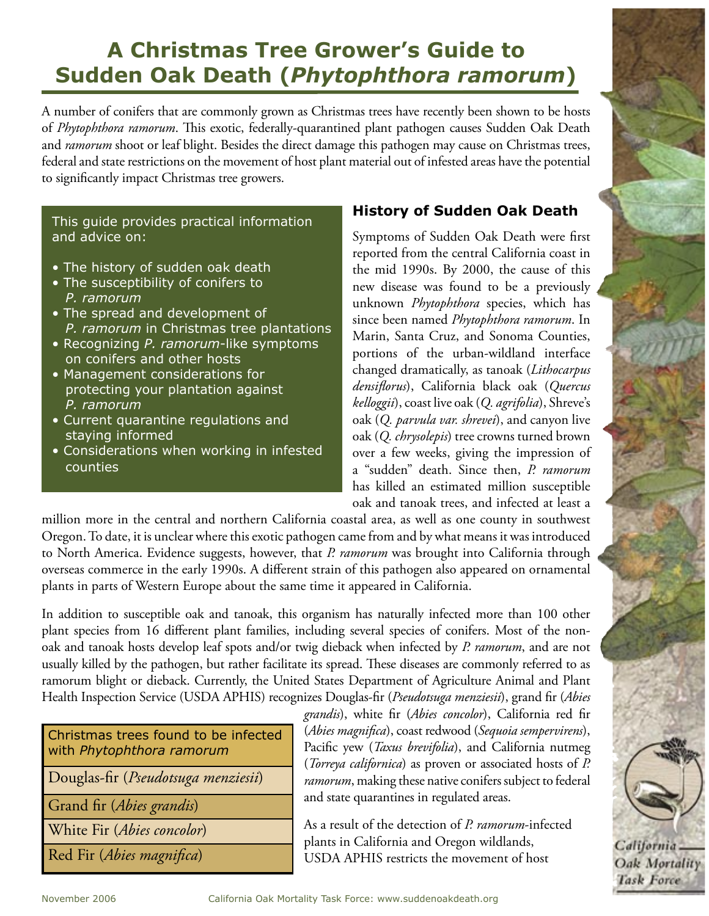# A Christmas Tree Grower's Guide to Sudden Oak Death (*Phytophthora ramorum*)

A number of conifers that are commonly grown as Christmas trees have recently been shown to be hosts of *Phytophthora ramorum*. This exotic, federally-quarantined plant pathogen causes Sudden Oak Death and *ramorum* shoot or leaf blight. Besides the direct damage this pathogen may cause on Christmas trees, federal and state restrictions on the movement of host plant material out of infested areas have the potential to significantly impact Christmas tree growers.

This guide provides practical information and advice on:

- The history of sudden oak death
- The susceptibility of conifers to *P. ramorum*
- The spread and development of *P. ramorum* in Christmas tree plantations
- Recognizing *P. ramorum*-like symptoms on conifers and other hosts
- Management considerations for protecting your plantation against *P. ramorum*
- Current quarantine regulations and staying informed
- Considerations when working in infested counties

## History of Sudden Oak Death

Symptoms of Sudden Oak Death were first reported from the central California coast in the mid 1990s. By 2000, the cause of this new disease was found to be a previously unknown *Phytophthora* species, which has since been named *Phytophthora ramorum*. In Marin, Santa Cruz, and Sonoma Counties, portions of the urban-wildland interface changed dramatically, as tanoak (*Lithocarpus densiflorus*), California black oak (*Quercus kelloggii*), coast live oak (*Q. agrifolia*), Shreve's oak (*Q. parvula var. shrevei*), and canyon live oak (*Q. chrysolepis*) tree crowns turned brown over a few weeks, giving the impression of a "sudden" death. Since then, *P. ramorum* has killed an estimated million susceptible oak and tanoak trees, and infected at least a million more in the central and northern California coastal area, as well as one county in southwest Oregon. To date, it is unclear where this exotic pathogen came from and by what means it was introduced to North America. Evidence suggests, however, that *P. ramorum* was brought into California through overseas commerce in the early 1990s. A different strain of this pathogen also appeared on ornamental plants in parts of Western Europe about the same time it appeared in California.

In addition to susceptible oak and tanoak, this organism has naturally infected more than 100 other plant species from 16 different plant families, including several species of conifers. Most of the non-oak and tanoak hosts develop leaf spots and/or twig dieback when infected by *P. ramorum*, and are not usually killed by the pathogen, but rather facilitate its spread. These diseases are commonly referred to as ramorum blight or dieback. Currently, the United States Department of Agriculture Animal and Plant Health Inspection Service (USDA APHIS) recognizes Douglas-fir (*Pseudotsuga menziesii*), grand fir (*Abies grandis*), white fir (*Abies concolor*), California red fir (*Abies magnifica*), coast redwood (*Sequoia sempervirens*), Pacific yew (*Taxus brevifolia*), and California nutmeg (*Torreya californica*) as proven or associated hosts of *P. ramorum*, making these native conifers subject to federal and state quarantines in regulated areas.

| Christmas trees found to be infected with *Phytophthora ramorum* |
|---|
| Douglas-fir (*Pseudotsuga menziesii*) |
| Grand fir (*Abies grandis*) |
| White Fir (*Abies concolor*) |
| Red Fir (*Abies magnifica*) |

As a result of the detection of *P. ramorum*-infected plants in California and Oregon wildlands, USDA APHIS restricts the movement of host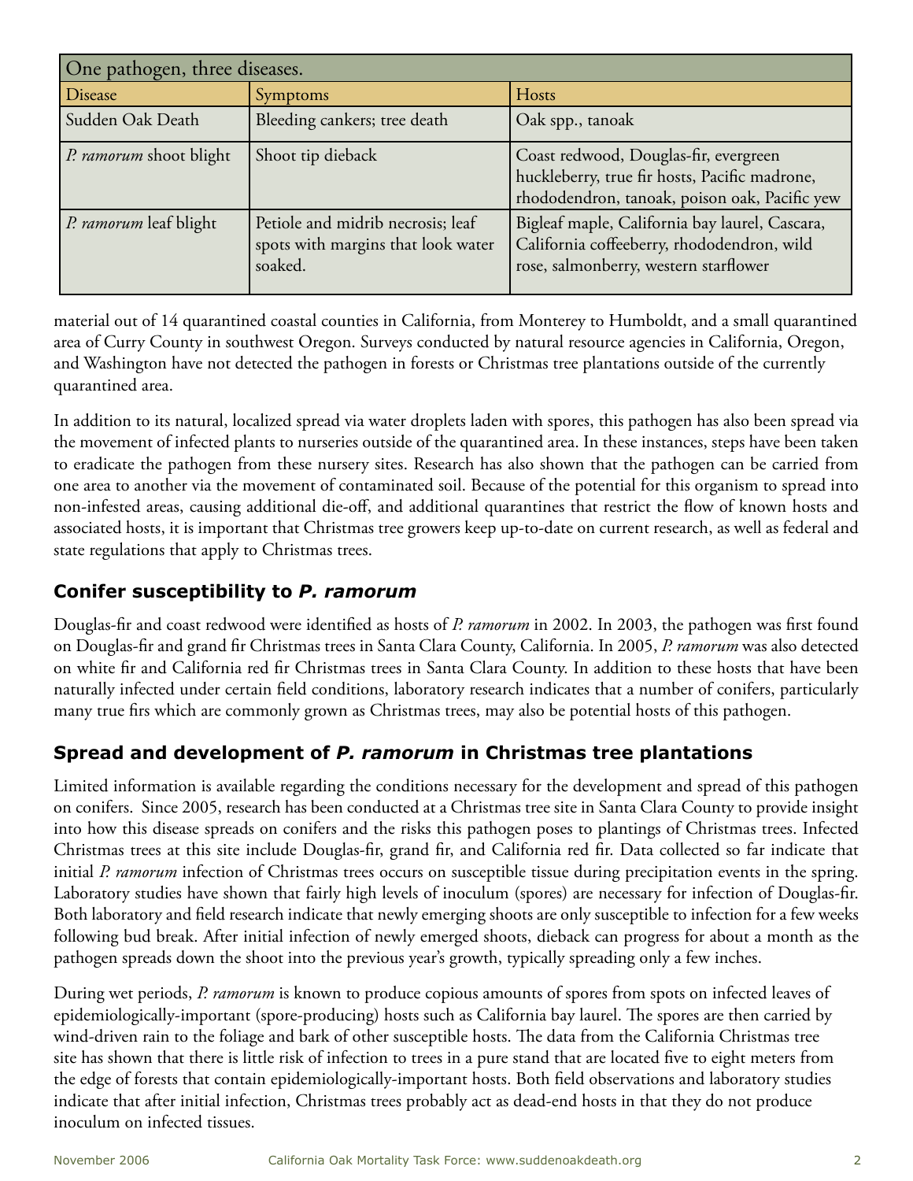| One pathogen, three diseases. | | |
|---|---|---|
| Disease | Symptoms | Hosts |
| Sudden Oak Death | Bleeding cankers; tree death | Oak spp., tanoak |
| *P. ramorum* shoot blight | Shoot tip dieback | Coast redwood, Douglas-fir, evergreen huckleberry, true fir hosts, Pacific madrone, rhododendron, tanoak, poison oak, Pacific yew |
| *P. ramorum* leaf blight | Petiole and midrib necrosis; leaf spots with margins that look water soaked. | Bigleaf maple, California bay laurel, Cascara, California coffeeberry, rhododendron, wild rose, salmonberry, western starflower |

material out of 14 quarantined coastal counties in California, from Monterey to Humboldt, and a small quarantined area of Curry County in southwest Oregon. Surveys conducted by natural resource agencies in California, Oregon, and Washington have not detected the pathogen in forests or Christmas tree plantations outside of the currently quarantined area.

In addition to its natural, localized spread via water droplets laden with spores, this pathogen has also been spread via the movement of infected plants to nurseries outside of the quarantined area. In these instances, steps have been taken to eradicate the pathogen from these nursery sites. Research has also shown that the pathogen can be carried from one area to another via the movement of contaminated soil. Because of the potential for this organism to spread into non-infested areas, causing additional die-off, and additional quarantines that restrict the flow of known hosts and associated hosts, it is important that Christmas tree growers keep up-to-date on current research, as well as federal and state regulations that apply to Christmas trees.

## Conifer susceptibility to *P. ramorum*

Douglas-fir and coast redwood were identified as hosts of *P. ramorum* in 2002. In 2003, the pathogen was first found on Douglas-fir and grand fir Christmas trees in Santa Clara County, California. In 2005, *P. ramorum* was also detected on white fir and California red fir Christmas trees in Santa Clara County. In addition to these hosts that have been naturally infected under certain field conditions, laboratory research indicates that a number of conifers, particularly many true firs which are commonly grown as Christmas trees, may also be potential hosts of this pathogen.

## Spread and development of *P. ramorum* in Christmas tree plantations

Limited information is available regarding the conditions necessary for the development and spread of this pathogen on conifers. Since 2005, research has been conducted at a Christmas tree site in Santa Clara County to provide insight into how this disease spreads on conifers and the risks this pathogen poses to plantings of Christmas trees. Infected Christmas trees at this site include Douglas-fir, grand fir, and California red fir. Data collected so far indicate that initial *P. ramorum* infection of Christmas trees occurs on susceptible tissue during precipitation events in the spring. Laboratory studies have shown that fairly high levels of inoculum (spores) are necessary for infection of Douglas-fir. Both laboratory and field research indicate that newly emerging shoots are only susceptible to infection for a few weeks following bud break. After initial infection of newly emerged shoots, dieback can progress for about a month as the pathogen spreads down the shoot into the previous year's growth, typically spreading only a few inches.

During wet periods, *P. ramorum* is known to produce copious amounts of spores from spots on infected leaves of epidemiologically-important (spore-producing) hosts such as California bay laurel. The spores are then carried by wind-driven rain to the foliage and bark of other susceptible hosts. The data from the California Christmas tree site has shown that there is little risk of infection to trees in a pure stand that are located five to eight meters from the edge of forests that contain epidemiologically-important hosts. Both field observations and laboratory studies indicate that after initial infection, Christmas trees probably act as dead-end hosts in that they do not produce inoculum on infected tissues.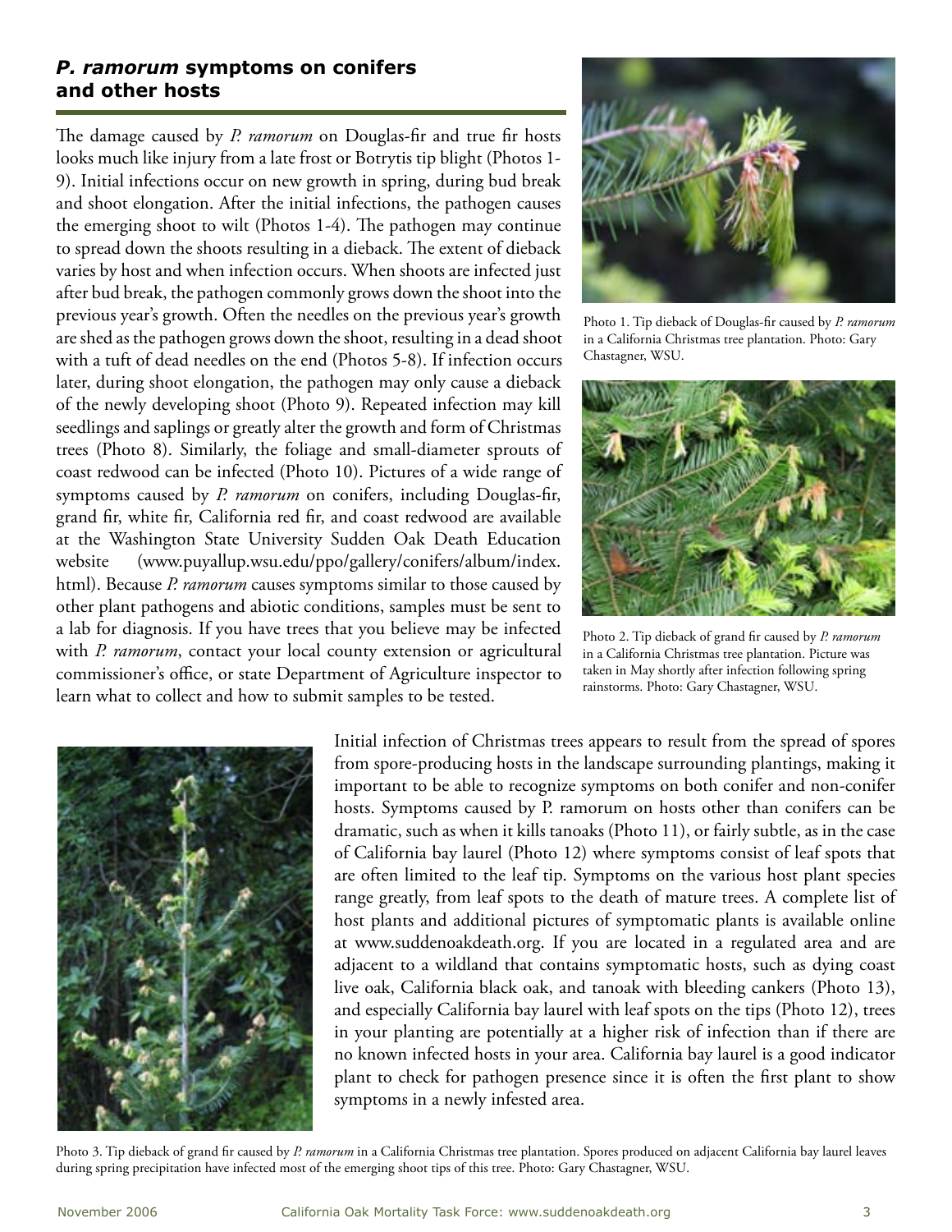## *P. ramorum* symptoms on conifers and other hosts

The damage caused by *P. ramorum* on Douglas-fir and true fir hosts looks much like injury from a late frost or Botrytis tip blight (Photos 1-9). Initial infections occur on new growth in spring, during bud break and shoot elongation. After the initial infections, the pathogen causes the emerging shoot to wilt (Photos 1-4). The pathogen may continue to spread down the shoots resulting in a dieback. The extent of dieback varies by host and when infection occurs. When shoots are infected just after bud break, the pathogen commonly grows down the shoot into the previous year's growth. Often the needles on the previous year's growth are shed as the pathogen grows down the shoot, resulting in a dead shoot with a tuft of dead needles on the end (Photos 5-8). If infection occurs later, during shoot elongation, the pathogen may only cause a dieback of the newly developing shoot (Photo 9). Repeated infection may kill seedlings and saplings or greatly alter the growth and form of Christmas trees (Photo 8). Similarly, the foliage and small-diameter sprouts of coast redwood can be infected (Photo 10). Pictures of a wide range of symptoms caused by *P. ramorum* on conifers, including Douglas-fir, grand fir, white fir, California red fir, and coast redwood are available at the Washington State University Sudden Oak Death Education website (www.puyallup.wsu.edu/ppo/gallery/conifers/album/index.html). Because *P. ramorum* causes symptoms similar to those caused by other plant pathogens and abiotic conditions, samples must be sent to a lab for diagnosis. If you have trees that you believe may be infected with *P. ramorum*, contact your local county extension or agricultural commissioner's office, or state Department of Agriculture inspector to learn what to collect and how to submit samples to be tested.

Photo 1. Tip dieback of Douglas-fir caused by *P. ramorum* in a California Christmas tree plantation. Photo: Gary Chastagner, WSU.

Photo 2. Tip dieback of grand fir caused by *P. ramorum* in a California Christmas tree plantation. Picture was taken in May shortly after infection following spring rainstorms. Photo: Gary Chastagner, WSU.

Initial infection of Christmas trees appears to result from the spread of spores from spore-producing hosts in the landscape surrounding plantings, making it important to be able to recognize symptoms on both conifer and non-conifer hosts. Symptoms caused by P. ramorum on hosts other than conifers can be dramatic, such as when it kills tanoaks (Photo 11), or fairly subtle, as in the case of California bay laurel (Photo 12) where symptoms consist of leaf spots that are often limited to the leaf tip. Symptoms on the various host plant species range greatly, from leaf spots to the death of mature trees. A complete list of host plants and additional pictures of symptomatic plants is available online at www.suddenoakdeath.org. If you are located in a regulated area and are adjacent to a wildland that contains symptomatic hosts, such as dying coast live oak, California black oak, and tanoak with bleeding cankers (Photo 13), and especially California bay laurel with leaf spots on the tips (Photo 12), trees in your planting are potentially at a higher risk of infection than if there are no known infected hosts in your area. California bay laurel is a good indicator plant to check for pathogen presence since it is often the first plant to show symptoms in a newly infested area.

Photo 3. Tip dieback of grand fir caused by *P. ramorum* in a California Christmas tree plantation. Spores produced on adjacent California bay laurel leaves during spring precipitation have infected most of the emerging shoot tips of this tree. Photo: Gary Chastagner, WSU.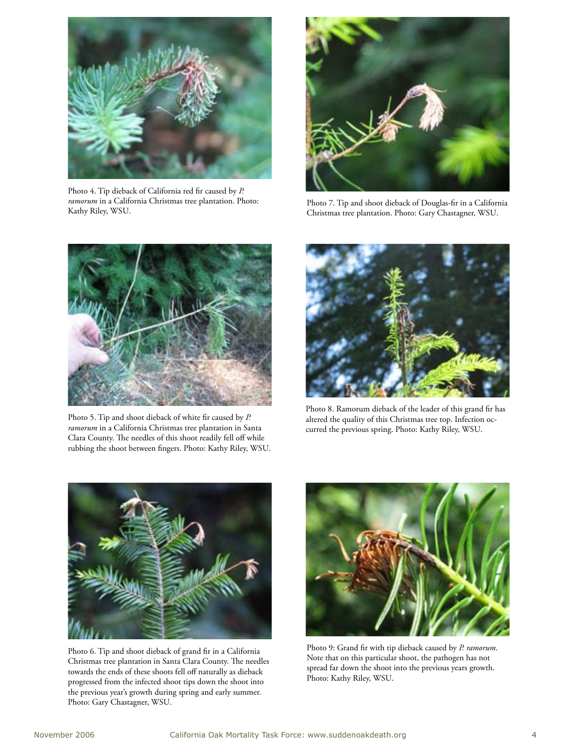Photo 4. Tip dieback of California red fir caused by *P. ramorum* in a California Christmas tree plantation. Photo: Kathy Riley, WSU.

Photo 7. Tip and shoot dieback of Douglas-fir in a California Christmas tree plantation. Photo: Gary Chastagner, WSU.

Photo 5. Tip and shoot dieback of white fir caused by *P. ramorum* in a California Christmas tree plantation in Santa Clara County. The needles of this shoot readily fell off while rubbing the shoot between fingers. Photo: Kathy Riley, WSU.

Photo 8. Ramorum dieback of the leader of this grand fir has altered the quality of this Christmas tree top. Infection occurred the previous spring. Photo: Kathy Riley, WSU.

Photo 6. Tip and shoot dieback of grand fir in a California Christmas tree plantation in Santa Clara County. The needles towards the ends of these shoots fell off naturally as dieback progressed from the infected shoot tips down the shoot into the previous year's growth during spring and early summer. Photo: Gary Chastagner, WSU.

Photo 9: Grand fir with tip dieback caused by *P. ramorum*. Note that on this particular shoot, the pathogen has not spread far down the shoot into the previous years growth. Photo: Kathy Riley, WSU.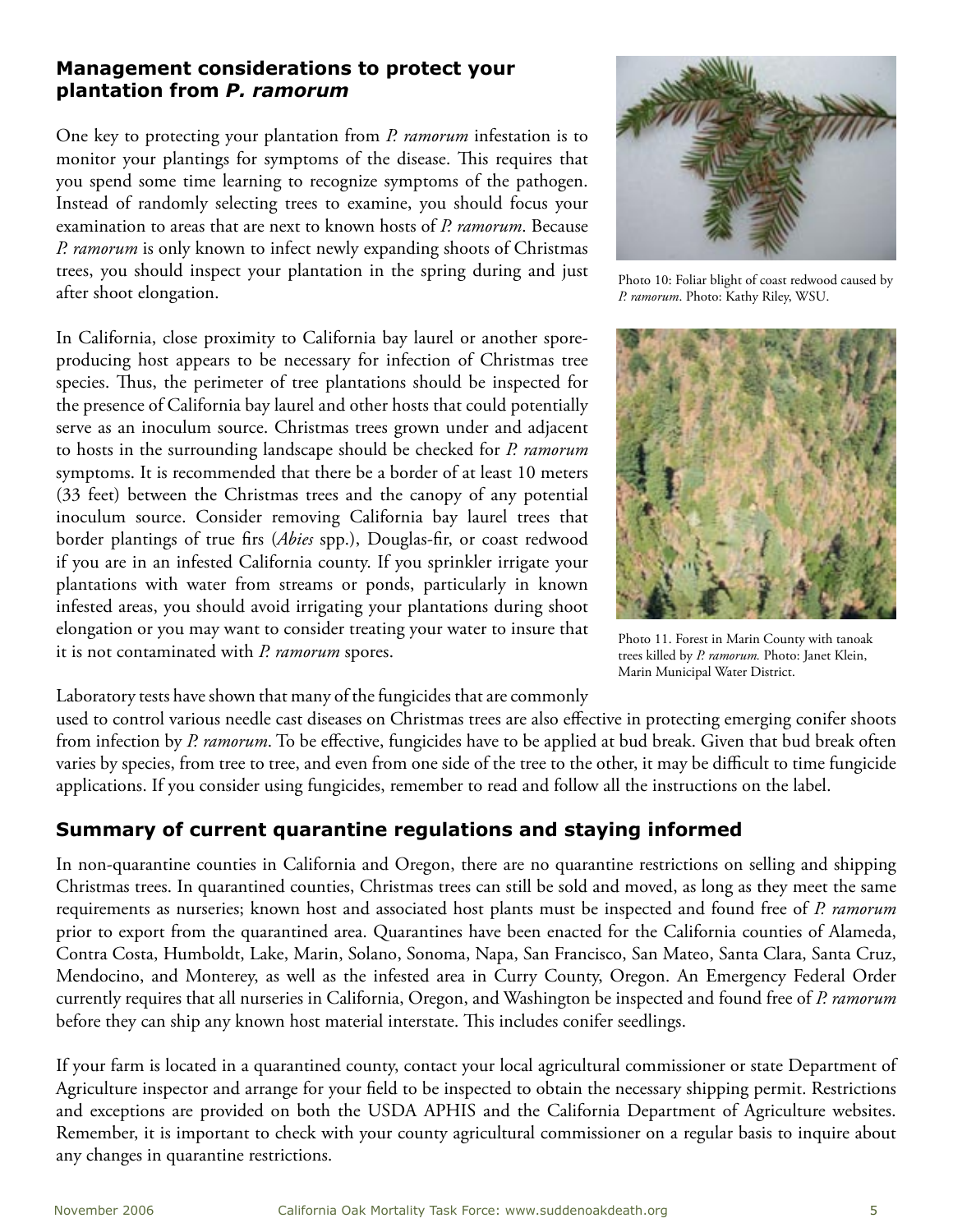## Management considerations to protect your plantation from *P. ramorum*

One key to protecting your plantation from *P. ramorum* infestation is to monitor your plantings for symptoms of the disease. This requires that you spend some time learning to recognize symptoms of the pathogen. Instead of randomly selecting trees to examine, you should focus your examination to areas that are next to known hosts of *P. ramorum*. Because *P. ramorum* is only known to infect newly expanding shoots of Christmas trees, you should inspect your plantation in the spring during and just after shoot elongation.

Photo 10: Foliar blight of coast redwood caused by *P. ramorum*. Photo: Kathy Riley, WSU.

In California, close proximity to California bay laurel or another spore-producing host appears to be necessary for infection of Christmas tree species. Thus, the perimeter of tree plantations should be inspected for the presence of California bay laurel and other hosts that could potentially serve as an inoculum source. Christmas trees grown under and adjacent to hosts in the surrounding landscape should be checked for *P. ramorum* symptoms. It is recommended that there be a border of at least 10 meters (33 feet) between the Christmas trees and the canopy of any potential inoculum source. Consider removing California bay laurel trees that border plantings of true firs (*Abies* spp.), Douglas-fir, or coast redwood if you are in an infested California county. If you sprinkler irrigate your plantations with water from streams or ponds, particularly in known infested areas, you should avoid irrigating your plantations during shoot elongation or you may want to consider treating your water to insure that it is not contaminated with *P. ramorum* spores.

Photo 11. Forest in Marin County with tanoak trees killed by *P. ramorum.* Photo: Janet Klein, Marin Municipal Water District.

Laboratory tests have shown that many of the fungicides that are commonly used to control various needle cast diseases on Christmas trees are also effective in protecting emerging conifer shoots from infection by *P. ramorum*. To be effective, fungicides have to be applied at bud break. Given that bud break often varies by species, from tree to tree, and even from one side of the tree to the other, it may be difficult to time fungicide applications. If you consider using fungicides, remember to read and follow all the instructions on the label.

## Summary of current quarantine regulations and staying informed

In non-quarantine counties in California and Oregon, there are no quarantine restrictions on selling and shipping Christmas trees. In quarantined counties, Christmas trees can still be sold and moved, as long as they meet the same requirements as nurseries; known host and associated host plants must be inspected and found free of *P. ramorum* prior to export from the quarantined area. Quarantines have been enacted for the California counties of Alameda, Contra Costa, Humboldt, Lake, Marin, Solano, Sonoma, Napa, San Francisco, San Mateo, Santa Clara, Santa Cruz, Mendocino, and Monterey, as well as the infested area in Curry County, Oregon. An Emergency Federal Order currently requires that all nurseries in California, Oregon, and Washington be inspected and found free of *P. ramorum* before they can ship any known host material interstate. This includes conifer seedlings.

If your farm is located in a quarantined county, contact your local agricultural commissioner or state Department of Agriculture inspector and arrange for your field to be inspected to obtain the necessary shipping permit. Restrictions and exceptions are provided on both the USDA APHIS and the California Department of Agriculture websites. Remember, it is important to check with your county agricultural commissioner on a regular basis to inquire about any changes in quarantine restrictions.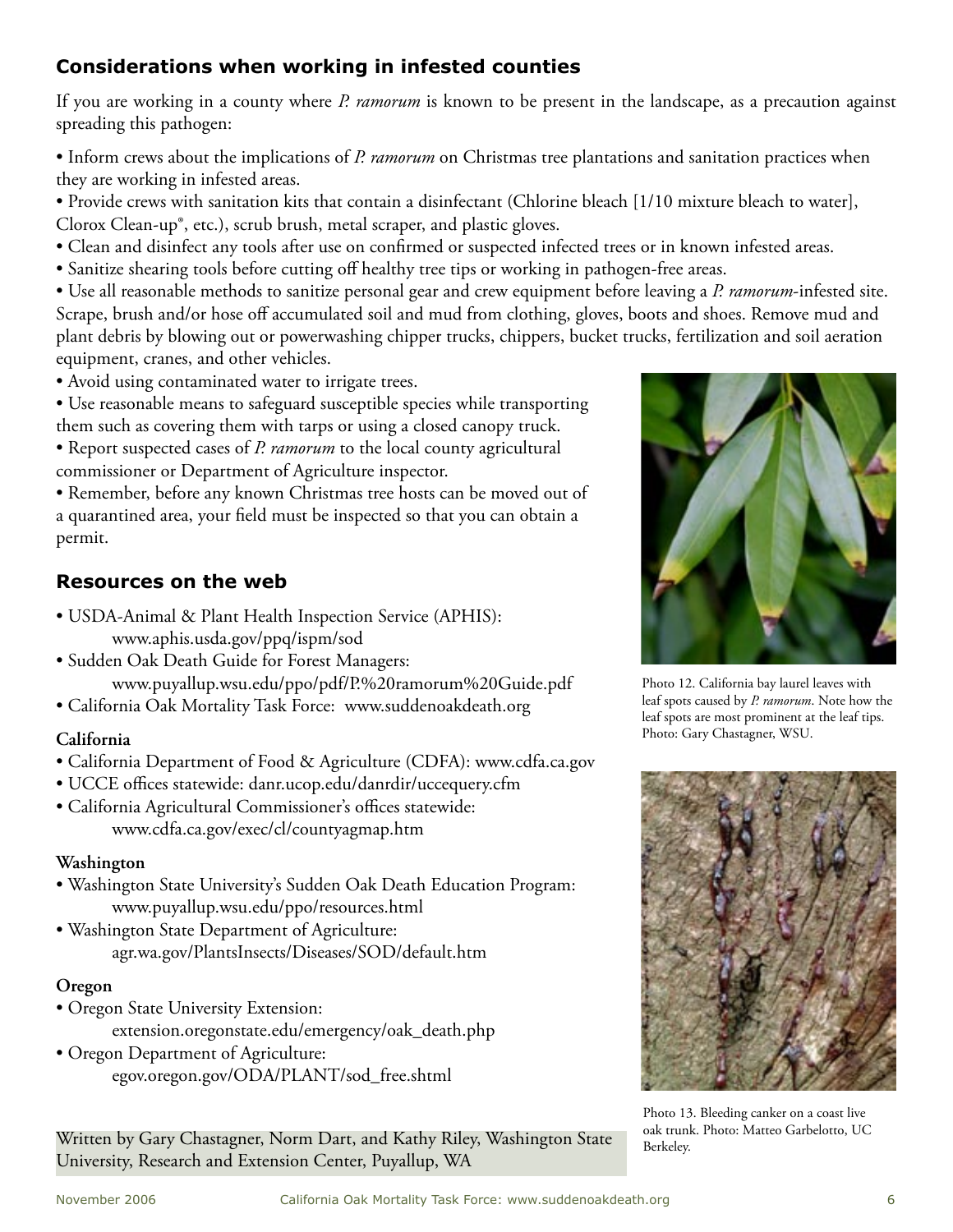## Considerations when working in infested counties

If you are working in a county where *P. ramorum* is known to be present in the landscape, as a precaution against spreading this pathogen:

- Inform crews about the implications of *P. ramorum* on Christmas tree plantations and sanitation practices when they are working in infested areas.
- Provide crews with sanitation kits that contain a disinfectant (Chlorine bleach [1/10 mixture bleach to water], Clorox Clean-up®, etc.), scrub brush, metal scraper, and plastic gloves.
- Clean and disinfect any tools after use on confirmed or suspected infected trees or in known infested areas.
- Sanitize shearing tools before cutting off healthy tree tips or working in pathogen-free areas.
- Use all reasonable methods to sanitize personal gear and crew equipment before leaving a *P. ramorum*-infested site. Scrape, brush and/or hose off accumulated soil and mud from clothing, gloves, boots and shoes. Remove mud and plant debris by blowing out or powerwashing chipper trucks, chippers, bucket trucks, fertilization and soil aeration equipment, cranes, and other vehicles.
- Avoid using contaminated water to irrigate trees.
- Use reasonable means to safeguard susceptible species while transporting them such as covering them with tarps or using a closed canopy truck.
- Report suspected cases of *P. ramorum* to the local county agricultural commissioner or Department of Agriculture inspector.
- Remember, before any known Christmas tree hosts can be moved out of a quarantined area, your field must be inspected so that you can obtain a permit.

Photo 12. California bay laurel leaves with leaf spots caused by *P. ramorum*. Note how the leaf spots are most prominent at the leaf tips. Photo: Gary Chastagner, WSU.

## Resources on the web

- USDA-Animal & Plant Health Inspection Service (APHIS): www.aphis.usda.gov/ppq/ispm/sod
- Sudden Oak Death Guide for Forest Managers: www.puyallup.wsu.edu/ppo/pdf/P.%20ramorum%20Guide.pdf
- California Oak Mortality Task Force: www.suddenoakdeath.org

### California

- California Department of Food & Agriculture (CDFA): www.cdfa.ca.gov
- UCCE offices statewide: danr.ucop.edu/danrdir/uccequery.cfm
- California Agricultural Commissioner's offices statewide: www.cdfa.ca.gov/exec/cl/countyagmap.htm

### Washington

- Washington State University's Sudden Oak Death Education Program: www.puyallup.wsu.edu/ppo/resources.html
- Washington State Department of Agriculture: agr.wa.gov/PlantsInsects/Diseases/SOD/default.htm

### Oregon

- Oregon State University Extension: extension.oregonstate.edu/emergency/oak_death.php
- Oregon Department of Agriculture: egov.oregon.gov/ODA/PLANT/sod_free.shtml

Photo 13. Bleeding canker on a coast live oak trunk. Photo: Matteo Garbelotto, UC Berkeley.

Written by Gary Chastagner, Norm Dart, and Kathy Riley, Washington State University, Research and Extension Center, Puyallup, WA